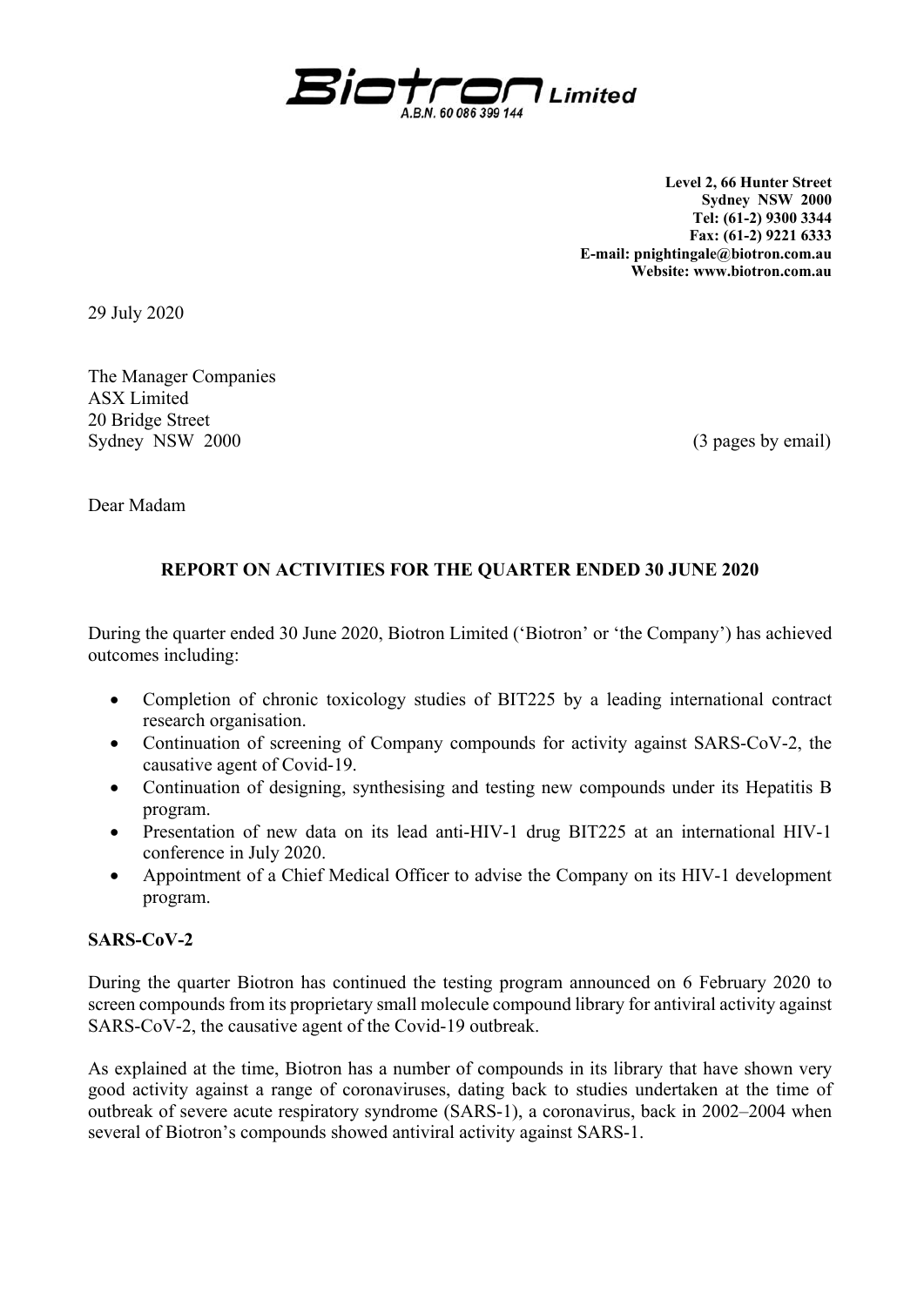**Biotron Limited**
A.B.N. 60 086 399 144

**Level 2, 66 Hunter Street**
**Sydney NSW 2000**
**Tel: (61-2) 9300 3344**
**Fax: (61-2) 9221 6333**
**E-mail: pnightingale@biotron.com.au**
**Website: www.biotron.com.au**

29 July 2020

The Manager Companies
ASX Limited
20 Bridge Street
Sydney NSW 2000

(3 pages by email)

Dear Madam

## REPORT ON ACTIVITIES FOR THE QUARTER ENDED 30 JUNE 2020

During the quarter ended 30 June 2020, Biotron Limited ('Biotron' or 'the Company') has achieved outcomes including:

- Completion of chronic toxicology studies of BIT225 by a leading international contract research organisation.
- Continuation of screening of Company compounds for activity against SARS-CoV-2, the causative agent of Covid-19.
- Continuation of designing, synthesising and testing new compounds under its Hepatitis B program.
- Presentation of new data on its lead anti-HIV-1 drug BIT225 at an international HIV-1 conference in July 2020.
- Appointment of a Chief Medical Officer to advise the Company on its HIV-1 development program.

### SARS-CoV-2

During the quarter Biotron has continued the testing program announced on 6 February 2020 to screen compounds from its proprietary small molecule compound library for antiviral activity against SARS-CoV-2, the causative agent of the Covid-19 outbreak.

As explained at the time, Biotron has a number of compounds in its library that have shown very good activity against a range of coronaviruses, dating back to studies undertaken at the time of outbreak of severe acute respiratory syndrome (SARS-1), a coronavirus, back in 2002–2004 when several of Biotron's compounds showed antiviral activity against SARS-1.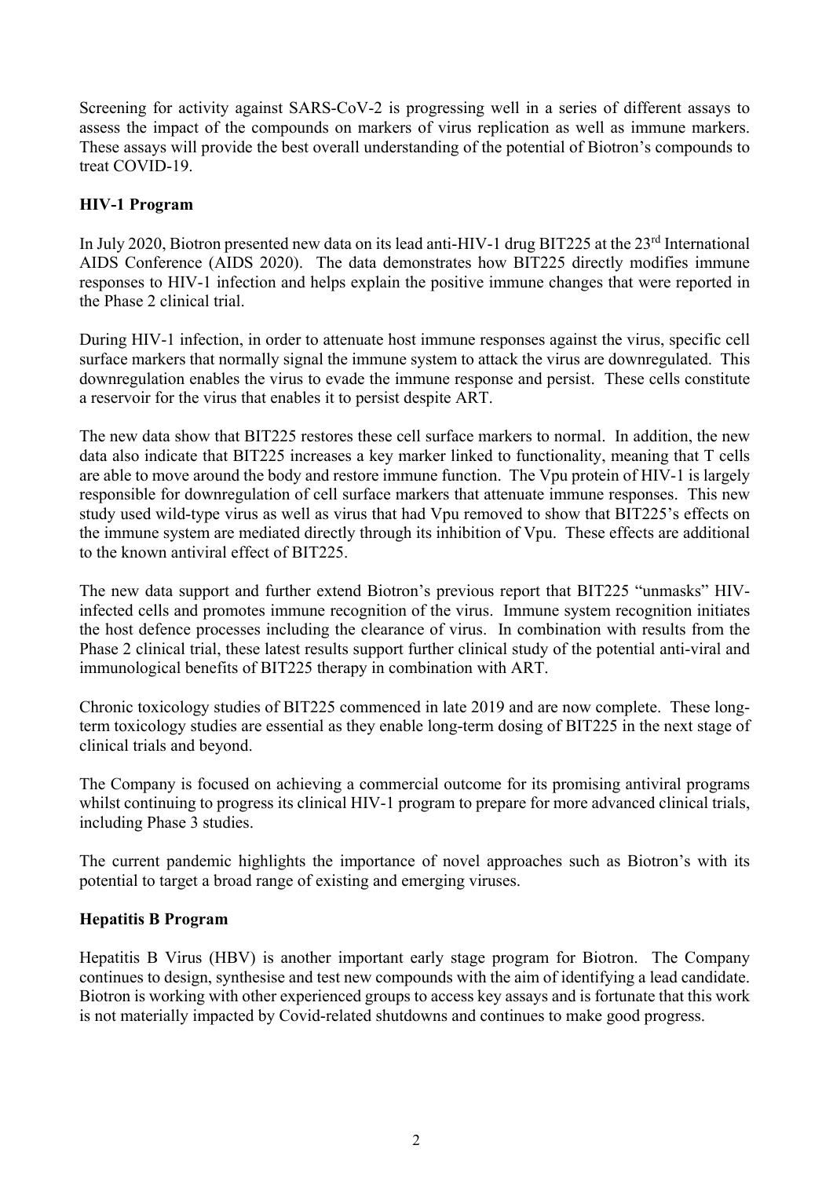Screening for activity against SARS-CoV-2 is progressing well in a series of different assays to assess the impact of the compounds on markers of virus replication as well as immune markers. These assays will provide the best overall understanding of the potential of Biotron's compounds to treat COVID-19.

**HIV-1 Program**

In July 2020, Biotron presented new data on its lead anti-HIV-1 drug BIT225 at the 23rd International AIDS Conference (AIDS 2020). The data demonstrates how BIT225 directly modifies immune responses to HIV-1 infection and helps explain the positive immune changes that were reported in the Phase 2 clinical trial.

During HIV-1 infection, in order to attenuate host immune responses against the virus, specific cell surface markers that normally signal the immune system to attack the virus are downregulated. This downregulation enables the virus to evade the immune response and persist. These cells constitute a reservoir for the virus that enables it to persist despite ART.

The new data show that BIT225 restores these cell surface markers to normal. In addition, the new data also indicate that BIT225 increases a key marker linked to functionality, meaning that T cells are able to move around the body and restore immune function. The Vpu protein of HIV-1 is largely responsible for downregulation of cell surface markers that attenuate immune responses. This new study used wild-type virus as well as virus that had Vpu removed to show that BIT225's effects on the immune system are mediated directly through its inhibition of Vpu. These effects are additional to the known antiviral effect of BIT225.

The new data support and further extend Biotron's previous report that BIT225 "unmasks" HIV-infected cells and promotes immune recognition of the virus. Immune system recognition initiates the host defence processes including the clearance of virus. In combination with results from the Phase 2 clinical trial, these latest results support further clinical study of the potential anti-viral and immunological benefits of BIT225 therapy in combination with ART.

Chronic toxicology studies of BIT225 commenced in late 2019 and are now complete. These long-term toxicology studies are essential as they enable long-term dosing of BIT225 in the next stage of clinical trials and beyond.

The Company is focused on achieving a commercial outcome for its promising antiviral programs whilst continuing to progress its clinical HIV-1 program to prepare for more advanced clinical trials, including Phase 3 studies.

The current pandemic highlights the importance of novel approaches such as Biotron's with its potential to target a broad range of existing and emerging viruses.

**Hepatitis B Program**

Hepatitis B Virus (HBV) is another important early stage program for Biotron. The Company continues to design, synthesise and test new compounds with the aim of identifying a lead candidate. Biotron is working with other experienced groups to access key assays and is fortunate that this work is not materially impacted by Covid-related shutdowns and continues to make good progress.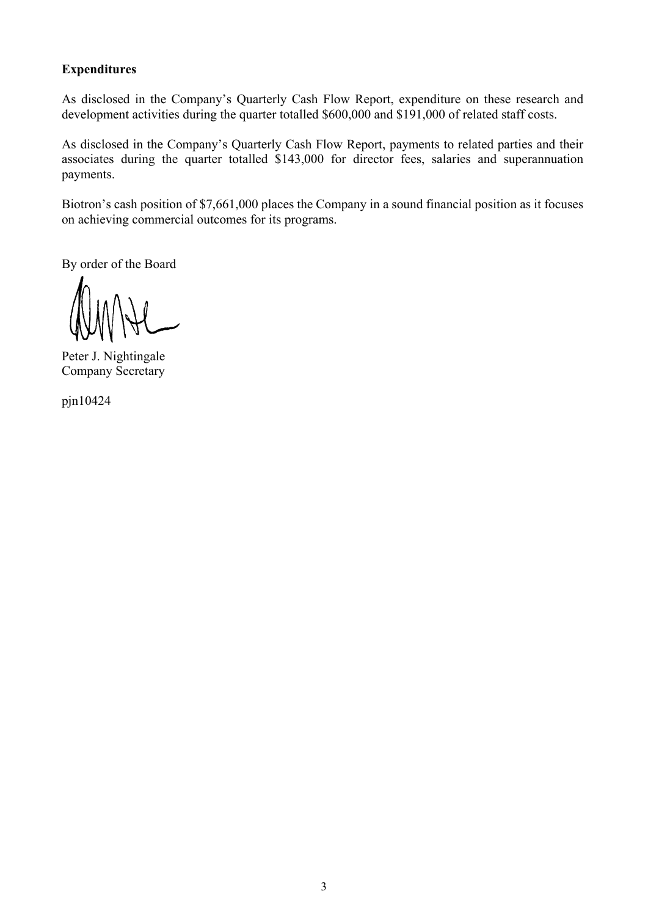**Expenditures**

As disclosed in the Company's Quarterly Cash Flow Report, expenditure on these research and development activities during the quarter totalled $600,000 and $191,000 of related staff costs.

As disclosed in the Company's Quarterly Cash Flow Report, payments to related parties and their associates during the quarter totalled $143,000 for director fees, salaries and superannuation payments.

Biotron's cash position of $7,661,000 places the Company in a sound financial position as it focuses on achieving commercial outcomes for its programs.

By order of the Board

Peter J. Nightingale
Company Secretary

pjn10424